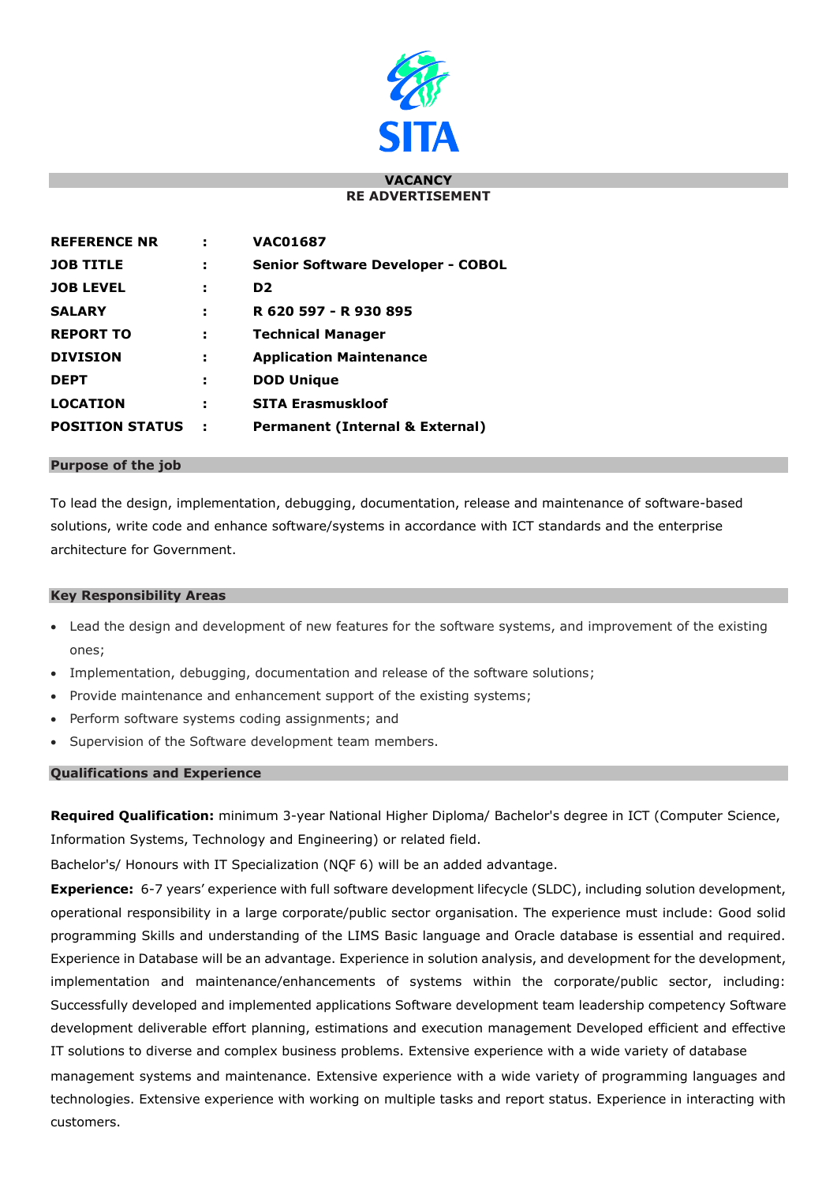SITA

## VACANCY
### RE ADVERTISEMENT

| | | |
|---|---|---|
| **REFERENCE NR** | **:** | **VAC01687** |
| **JOB TITLE** | **:** | **Senior Software Developer - COBOL** |
| **JOB LEVEL** | **:** | **D2** |
| **SALARY** | **:** | **R 620 597 - R 930 895** |
| **REPORT TO** | **:** | **Technical Manager** |
| **DIVISION** | **:** | **Application Maintenance** |
| **DEPT** | **:** | **DOD Unique** |
| **LOCATION** | **:** | **SITA Erasmuskloof** |
| **POSITION STATUS** | **:** | **Permanent (Internal & External)** |

### Purpose of the job

To lead the design, implementation, debugging, documentation, release and maintenance of software-based solutions, write code and enhance software/systems in accordance with ICT standards and the enterprise architecture for Government.

### Key Responsibility Areas

- Lead the design and development of new features for the software systems, and improvement of the existing ones;
- Implementation, debugging, documentation and release of the software solutions;
- Provide maintenance and enhancement support of the existing systems;
- Perform software systems coding assignments; and
- Supervision of the Software development team members.

### Qualifications and Experience

**Required Qualification:** minimum 3-year National Higher Diploma/ Bachelor's degree in ICT (Computer Science, Information Systems, Technology and Engineering) or related field.

Bachelor's/ Honours with IT Specialization (NQF 6) will be an added advantage.

**Experience:** 6-7 years' experience with full software development lifecycle (SLDC), including solution development, operational responsibility in a large corporate/public sector organisation. The experience must include: Good solid programming Skills and understanding of the LIMS Basic language and Oracle database is essential and required. Experience in Database will be an advantage. Experience in solution analysis, and development for the development, implementation and maintenance/enhancements of systems within the corporate/public sector, including: Successfully developed and implemented applications Software development team leadership competency Software development deliverable effort planning, estimations and execution management Developed efficient and effective IT solutions to diverse and complex business problems. Extensive experience with a wide variety of database management systems and maintenance. Extensive experience with a wide variety of programming languages and technologies. Extensive experience with working on multiple tasks and report status. Experience in interacting with customers.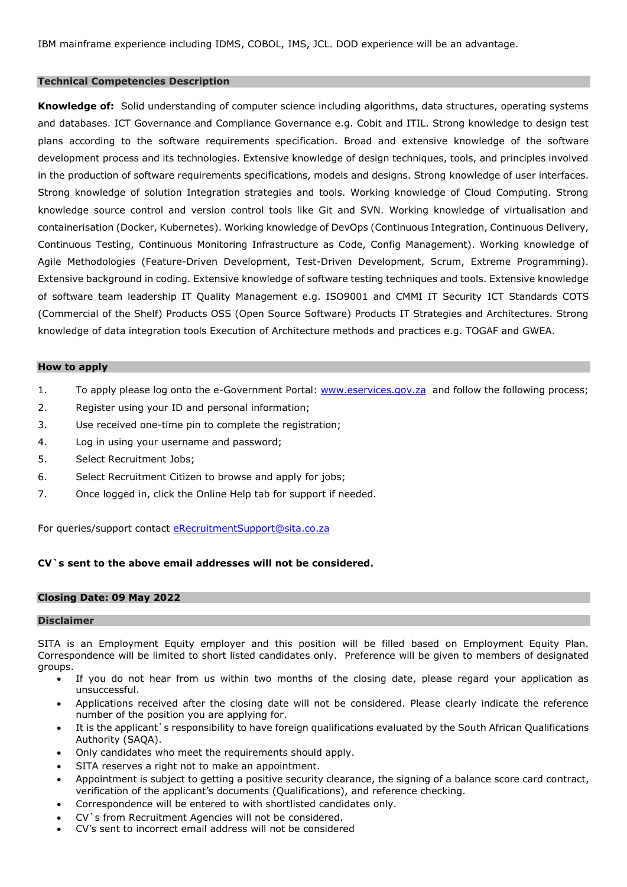IBM mainframe experience including IDMS, COBOL, IMS, JCL. DOD experience will be an advantage.

## Technical Competencies Description

**Knowledge of:** Solid understanding of computer science including algorithms, data structures, operating systems and databases. ICT Governance and Compliance Governance e.g. Cobit and ITIL. Strong knowledge to design test plans according to the software requirements specification. Broad and extensive knowledge of the software development process and its technologies. Extensive knowledge of design techniques, tools, and principles involved in the production of software requirements specifications, models and designs. Strong knowledge of user interfaces. Strong knowledge of solution Integration strategies and tools. Working knowledge of Cloud Computing. Strong knowledge source control and version control tools like Git and SVN. Working knowledge of virtualisation and containerisation (Docker, Kubernetes). Working knowledge of DevOps (Continuous Integration, Continuous Delivery, Continuous Testing, Continuous Monitoring Infrastructure as Code, Config Management). Working knowledge of Agile Methodologies (Feature-Driven Development, Test-Driven Development, Scrum, Extreme Programming). Extensive background in coding. Extensive knowledge of software testing techniques and tools. Extensive knowledge of software team leadership IT Quality Management e.g. ISO9001 and CMMI IT Security ICT Standards COTS (Commercial of the Shelf) Products OSS (Open Source Software) Products IT Strategies and Architectures. Strong knowledge of data integration tools Execution of Architecture methods and practices e.g. TOGAF and GWEA.

## How to apply

1. To apply please log onto the e-Government Portal: www.eservices.gov.za and follow the following process;
2. Register using your ID and personal information;
3. Use received one-time pin to complete the registration;
4. Log in using your username and password;
5. Select Recruitment Jobs;
6. Select Recruitment Citizen to browse and apply for jobs;
7. Once logged in, click the Online Help tab for support if needed.

For queries/support contact eRecruitmentSupport@sita.co.za

**CV`s sent to the above email addresses will not be considered.**

## Closing Date: 09 May 2022

## Disclaimer

SITA is an Employment Equity employer and this position will be filled based on Employment Equity Plan. Correspondence will be limited to short listed candidates only. Preference will be given to members of designated groups.

- If you do not hear from us within two months of the closing date, please regard your application as unsuccessful.
- Applications received after the closing date will not be considered. Please clearly indicate the reference number of the position you are applying for.
- It is the applicant`s responsibility to have foreign qualifications evaluated by the South African Qualifications Authority (SAQA).
- Only candidates who meet the requirements should apply.
- SITA reserves a right not to make an appointment.
- Appointment is subject to getting a positive security clearance, the signing of a balance score card contract, verification of the applicant's documents (Qualifications), and reference checking.
- Correspondence will be entered to with shortlisted candidates only.
- CV`s from Recruitment Agencies will not be considered.
- CV's sent to incorrect email address will not be considered